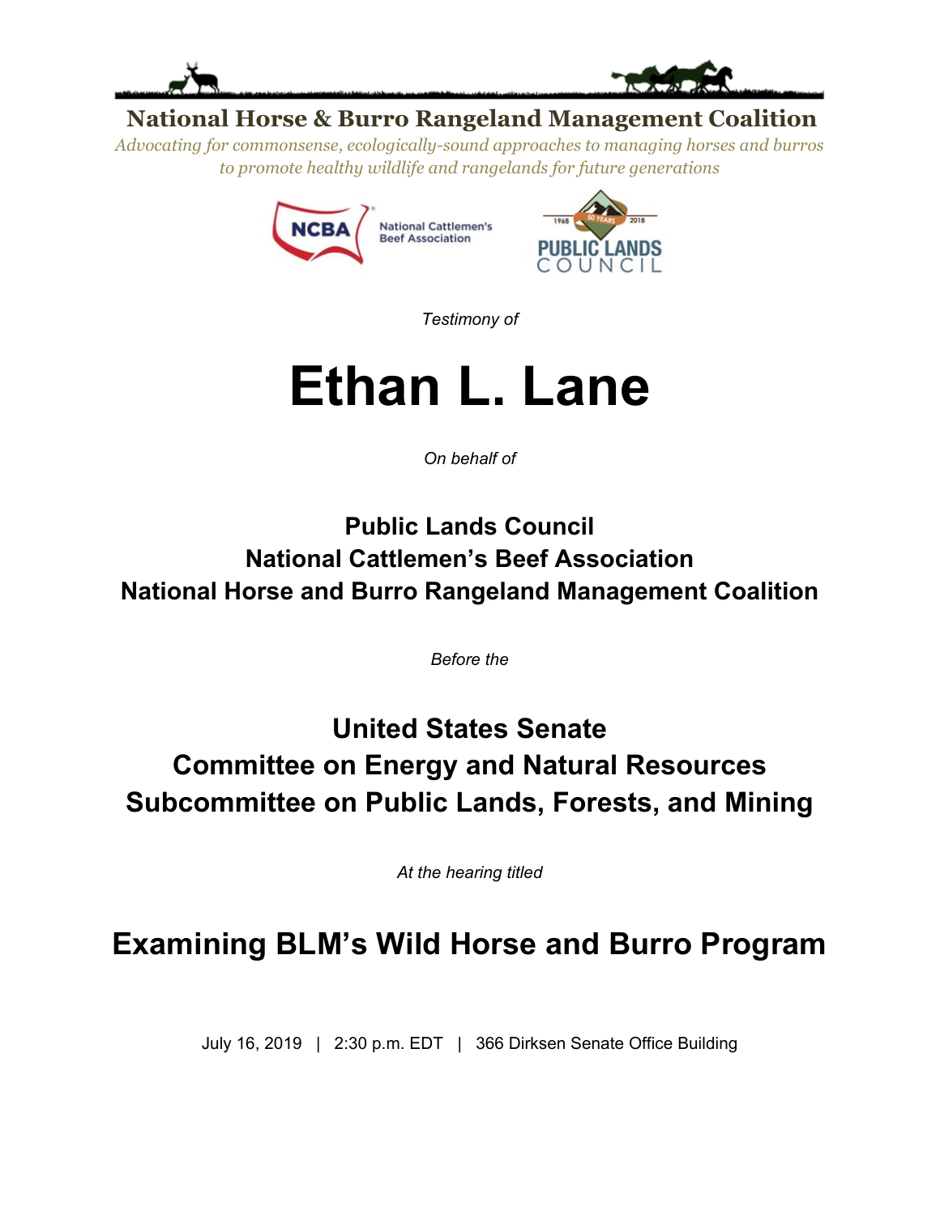**National Horse & Burro Rangeland Management Coalition**

*Advocating for commonsense, ecologically-sound approaches to managing horses and burros to promote healthy wildlife and rangelands for future generations*

NCBA National Cattlemen's Beef Association

1968 50 YEARS 2018 PUBLIC LANDS COUNCIL

*Testimony of*

# Ethan L. Lane

*On behalf of*

**Public Lands Council**
**National Cattlemen's Beef Association**
**National Horse and Burro Rangeland Management Coalition**

*Before the*

**United States Senate**
**Committee on Energy and Natural Resources**
**Subcommittee on Public Lands, Forests, and Mining**

*At the hearing titled*

## Examining BLM's Wild Horse and Burro Program

July 16, 2019 | 2:30 p.m. EDT | 366 Dirksen Senate Office Building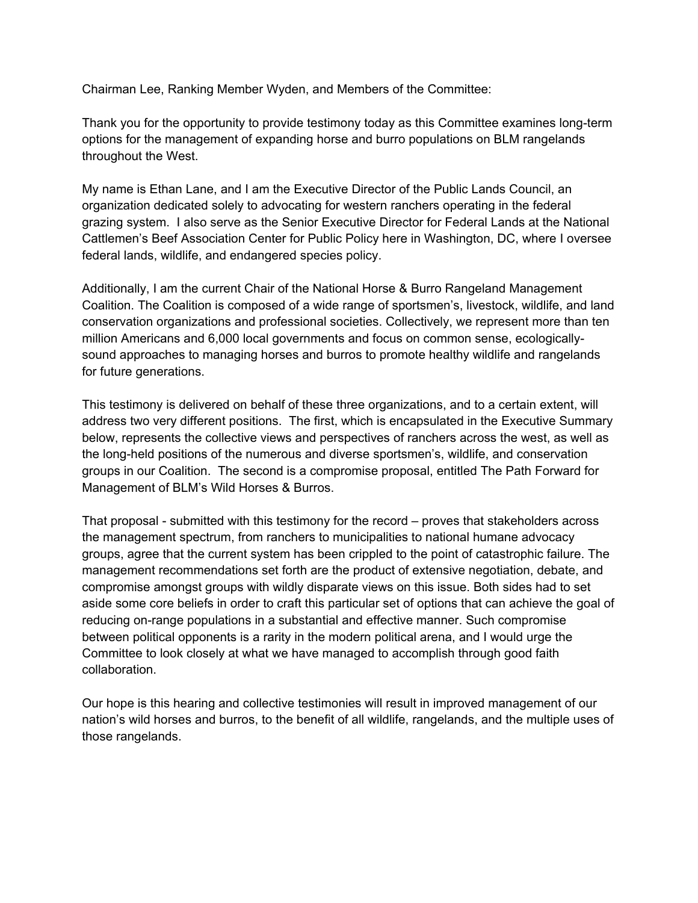Chairman Lee, Ranking Member Wyden, and Members of the Committee:

Thank you for the opportunity to provide testimony today as this Committee examines long-term options for the management of expanding horse and burro populations on BLM rangelands throughout the West.

My name is Ethan Lane, and I am the Executive Director of the Public Lands Council, an organization dedicated solely to advocating for western ranchers operating in the federal grazing system. I also serve as the Senior Executive Director for Federal Lands at the National Cattlemen's Beef Association Center for Public Policy here in Washington, DC, where I oversee federal lands, wildlife, and endangered species policy.

Additionally, I am the current Chair of the National Horse & Burro Rangeland Management Coalition. The Coalition is composed of a wide range of sportsmen's, livestock, wildlife, and land conservation organizations and professional societies. Collectively, we represent more than ten million Americans and 6,000 local governments and focus on common sense, ecologically-sound approaches to managing horses and burros to promote healthy wildlife and rangelands for future generations.

This testimony is delivered on behalf of these three organizations, and to a certain extent, will address two very different positions. The first, which is encapsulated in the Executive Summary below, represents the collective views and perspectives of ranchers across the west, as well as the long-held positions of the numerous and diverse sportsmen's, wildlife, and conservation groups in our Coalition. The second is a compromise proposal, entitled The Path Forward for Management of BLM's Wild Horses & Burros.

That proposal - submitted with this testimony for the record – proves that stakeholders across the management spectrum, from ranchers to municipalities to national humane advocacy groups, agree that the current system has been crippled to the point of catastrophic failure. The management recommendations set forth are the product of extensive negotiation, debate, and compromise amongst groups with wildly disparate views on this issue. Both sides had to set aside some core beliefs in order to craft this particular set of options that can achieve the goal of reducing on-range populations in a substantial and effective manner. Such compromise between political opponents is a rarity in the modern political arena, and I would urge the Committee to look closely at what we have managed to accomplish through good faith collaboration.

Our hope is this hearing and collective testimonies will result in improved management of our nation's wild horses and burros, to the benefit of all wildlife, rangelands, and the multiple uses of those rangelands.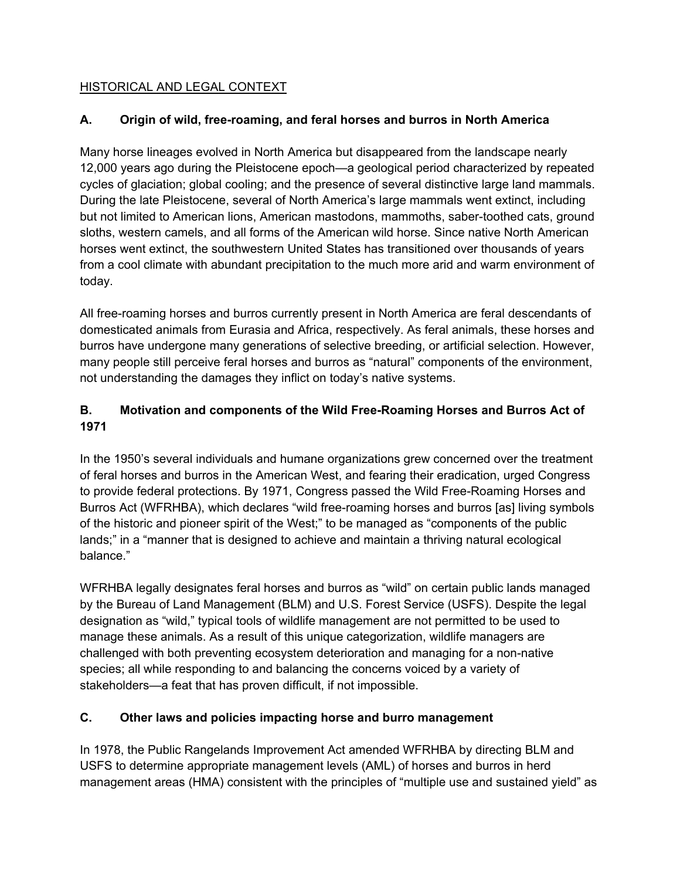## HISTORICAL AND LEGAL CONTEXT

### A. Origin of wild, free-roaming, and feral horses and burros in North America

Many horse lineages evolved in North America but disappeared from the landscape nearly 12,000 years ago during the Pleistocene epoch—a geological period characterized by repeated cycles of glaciation; global cooling; and the presence of several distinctive large land mammals. During the late Pleistocene, several of North America's large mammals went extinct, including but not limited to American lions, American mastodons, mammoths, saber-toothed cats, ground sloths, western camels, and all forms of the American wild horse. Since native North American horses went extinct, the southwestern United States has transitioned over thousands of years from a cool climate with abundant precipitation to the much more arid and warm environment of today.

All free-roaming horses and burros currently present in North America are feral descendants of domesticated animals from Eurasia and Africa, respectively. As feral animals, these horses and burros have undergone many generations of selective breeding, or artificial selection. However, many people still perceive feral horses and burros as "natural" components of the environment, not understanding the damages they inflict on today's native systems.

### B. Motivation and components of the Wild Free-Roaming Horses and Burros Act of 1971

In the 1950's several individuals and humane organizations grew concerned over the treatment of feral horses and burros in the American West, and fearing their eradication, urged Congress to provide federal protections. By 1971, Congress passed the Wild Free-Roaming Horses and Burros Act (WFRHBA), which declares "wild free-roaming horses and burros [as] living symbols of the historic and pioneer spirit of the West;" to be managed as "components of the public lands;" in a "manner that is designed to achieve and maintain a thriving natural ecological balance."

WFRHBA legally designates feral horses and burros as "wild" on certain public lands managed by the Bureau of Land Management (BLM) and U.S. Forest Service (USFS). Despite the legal designation as "wild," typical tools of wildlife management are not permitted to be used to manage these animals. As a result of this unique categorization, wildlife managers are challenged with both preventing ecosystem deterioration and managing for a non-native species; all while responding to and balancing the concerns voiced by a variety of stakeholders—a feat that has proven difficult, if not impossible.

### C. Other laws and policies impacting horse and burro management

In 1978, the Public Rangelands Improvement Act amended WFRHBA by directing BLM and USFS to determine appropriate management levels (AML) of horses and burros in herd management areas (HMA) consistent with the principles of "multiple use and sustained yield" as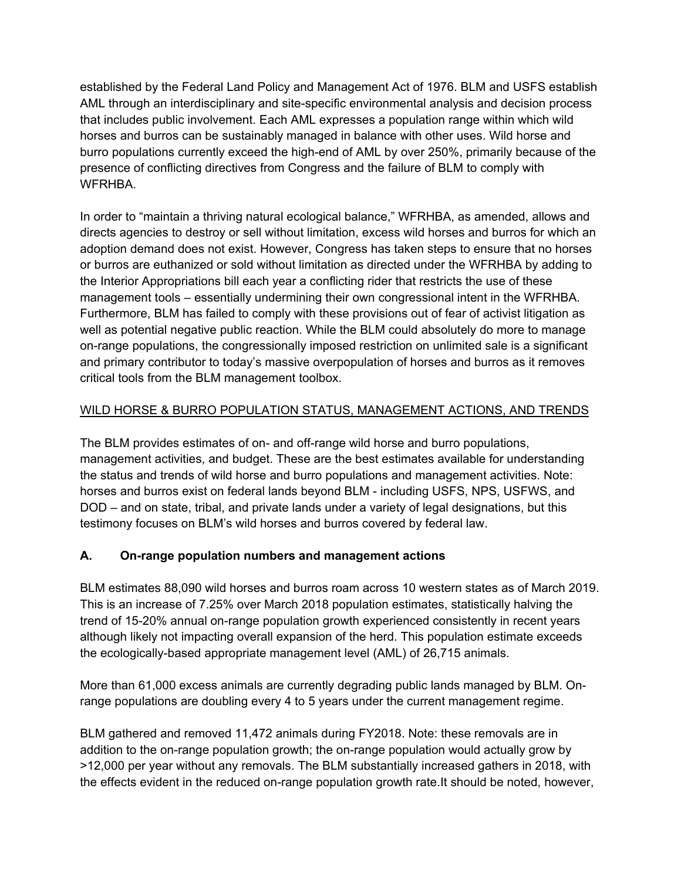established by the Federal Land Policy and Management Act of 1976. BLM and USFS establish AML through an interdisciplinary and site-specific environmental analysis and decision process that includes public involvement. Each AML expresses a population range within which wild horses and burros can be sustainably managed in balance with other uses. Wild horse and burro populations currently exceed the high-end of AML by over 250%, primarily because of the presence of conflicting directives from Congress and the failure of BLM to comply with WFRHBA.

In order to "maintain a thriving natural ecological balance," WFRHBA, as amended, allows and directs agencies to destroy or sell without limitation, excess wild horses and burros for which an adoption demand does not exist. However, Congress has taken steps to ensure that no horses or burros are euthanized or sold without limitation as directed under the WFRHBA by adding to the Interior Appropriations bill each year a conflicting rider that restricts the use of these management tools – essentially undermining their own congressional intent in the WFRHBA. Furthermore, BLM has failed to comply with these provisions out of fear of activist litigation as well as potential negative public reaction. While the BLM could absolutely do more to manage on-range populations, the congressionally imposed restriction on unlimited sale is a significant and primary contributor to today's massive overpopulation of horses and burros as it removes critical tools from the BLM management toolbox.

<u>WILD HORSE & BURRO POPULATION STATUS, MANAGEMENT ACTIONS, AND TRENDS</u>

The BLM provides estimates of on- and off-range wild horse and burro populations, management activities, and budget. These are the best estimates available for understanding the status and trends of wild horse and burro populations and management activities. Note: horses and burros exist on federal lands beyond BLM - including USFS, NPS, USFWS, and DOD – and on state, tribal, and private lands under a variety of legal designations, but this testimony focuses on BLM's wild horses and burros covered by federal law.

### A. On-range population numbers and management actions

BLM estimates 88,090 wild horses and burros roam across 10 western states as of March 2019. This is an increase of 7.25% over March 2018 population estimates, statistically halving the trend of 15-20% annual on-range population growth experienced consistently in recent years although likely not impacting overall expansion of the herd. This population estimate exceeds the ecologically-based appropriate management level (AML) of 26,715 animals.

More than 61,000 excess animals are currently degrading public lands managed by BLM. On-range populations are doubling every 4 to 5 years under the current management regime.

BLM gathered and removed 11,472 animals during FY2018. Note: these removals are in addition to the on-range population growth; the on-range population would actually grow by >12,000 per year without any removals. The BLM substantially increased gathers in 2018, with the effects evident in the reduced on-range population growth rate.It should be noted, however,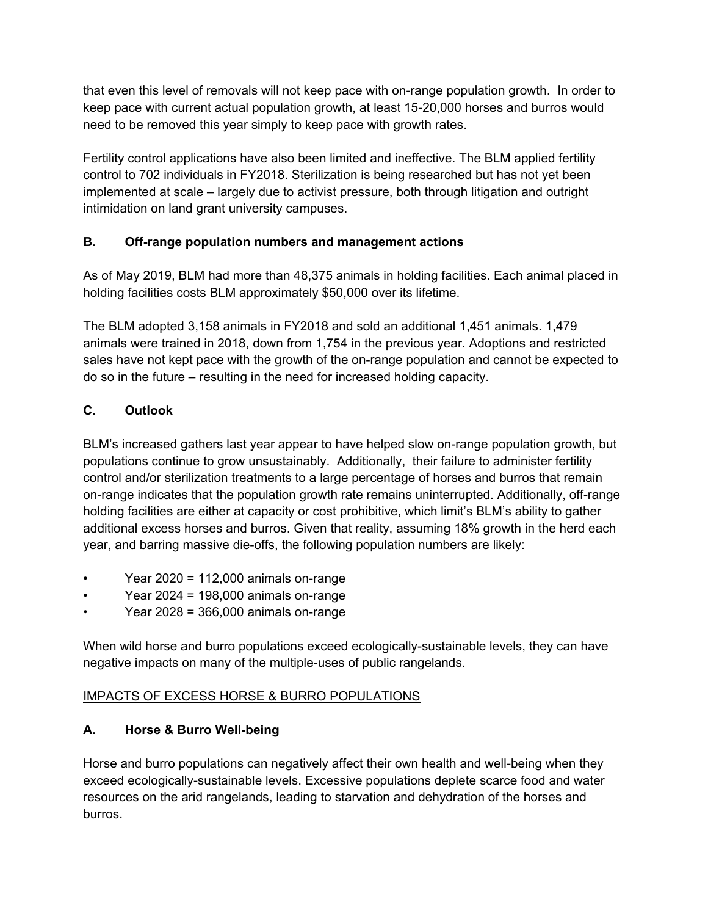that even this level of removals will not keep pace with on-range population growth. In order to keep pace with current actual population growth, at least 15-20,000 horses and burros would need to be removed this year simply to keep pace with growth rates.

Fertility control applications have also been limited and ineffective. The BLM applied fertility control to 702 individuals in FY2018. Sterilization is being researched but has not yet been implemented at scale – largely due to activist pressure, both through litigation and outright intimidation on land grant university campuses.

### B. Off-range population numbers and management actions

As of May 2019, BLM had more than 48,375 animals in holding facilities. Each animal placed in holding facilities costs BLM approximately $50,000 over its lifetime.

The BLM adopted 3,158 animals in FY2018 and sold an additional 1,451 animals. 1,479 animals were trained in 2018, down from 1,754 in the previous year. Adoptions and restricted sales have not kept pace with the growth of the on-range population and cannot be expected to do so in the future – resulting in the need for increased holding capacity.

### C. Outlook

BLM's increased gathers last year appear to have helped slow on-range population growth, but populations continue to grow unsustainably. Additionally, their failure to administer fertility control and/or sterilization treatments to a large percentage of horses and burros that remain on-range indicates that the population growth rate remains uninterrupted. Additionally, off-range holding facilities are either at capacity or cost prohibitive, which limit's BLM's ability to gather additional excess horses and burros. Given that reality, assuming 18% growth in the herd each year, and barring massive die-offs, the following population numbers are likely:

- Year 2020 = 112,000 animals on-range
- Year 2024 = 198,000 animals on-range
- Year 2028 = 366,000 animals on-range

When wild horse and burro populations exceed ecologically-sustainable levels, they can have negative impacts on many of the multiple-uses of public rangelands.

## IMPACTS OF EXCESS HORSE & BURRO POPULATIONS

### A. Horse & Burro Well-being

Horse and burro populations can negatively affect their own health and well-being when they exceed ecologically-sustainable levels. Excessive populations deplete scarce food and water resources on the arid rangelands, leading to starvation and dehydration of the horses and burros.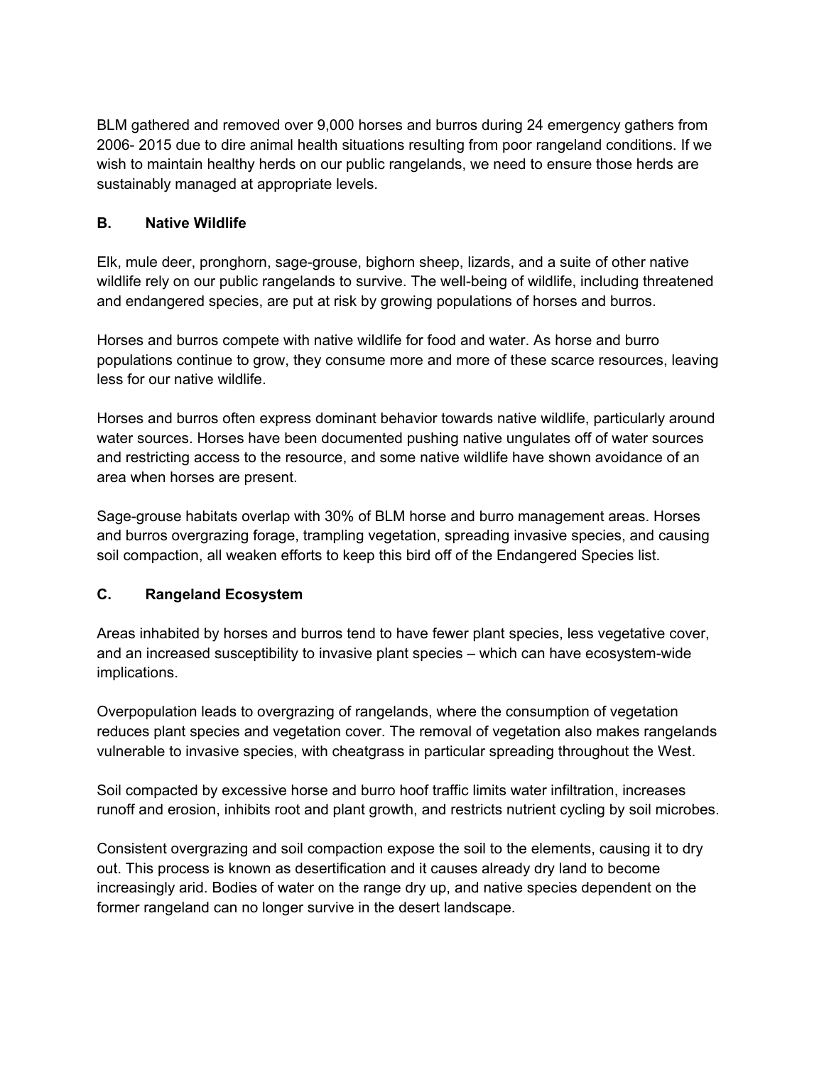BLM gathered and removed over 9,000 horses and burros during 24 emergency gathers from 2006- 2015 due to dire animal health situations resulting from poor rangeland conditions. If we wish to maintain healthy herds on our public rangelands, we need to ensure those herds are sustainably managed at appropriate levels.

### B. Native Wildlife

Elk, mule deer, pronghorn, sage-grouse, bighorn sheep, lizards, and a suite of other native wildlife rely on our public rangelands to survive. The well-being of wildlife, including threatened and endangered species, are put at risk by growing populations of horses and burros.

Horses and burros compete with native wildlife for food and water. As horse and burro populations continue to grow, they consume more and more of these scarce resources, leaving less for our native wildlife.

Horses and burros often express dominant behavior towards native wildlife, particularly around water sources. Horses have been documented pushing native ungulates off of water sources and restricting access to the resource, and some native wildlife have shown avoidance of an area when horses are present.

Sage-grouse habitats overlap with 30% of BLM horse and burro management areas. Horses and burros overgrazing forage, trampling vegetation, spreading invasive species, and causing soil compaction, all weaken efforts to keep this bird off of the Endangered Species list.

### C. Rangeland Ecosystem

Areas inhabited by horses and burros tend to have fewer plant species, less vegetative cover, and an increased susceptibility to invasive plant species – which can have ecosystem-wide implications.

Overpopulation leads to overgrazing of rangelands, where the consumption of vegetation reduces plant species and vegetation cover. The removal of vegetation also makes rangelands vulnerable to invasive species, with cheatgrass in particular spreading throughout the West.

Soil compacted by excessive horse and burro hoof traffic limits water infiltration, increases runoff and erosion, inhibits root and plant growth, and restricts nutrient cycling by soil microbes.

Consistent overgrazing and soil compaction expose the soil to the elements, causing it to dry out. This process is known as desertification and it causes already dry land to become increasingly arid. Bodies of water on the range dry up, and native species dependent on the former rangeland can no longer survive in the desert landscape.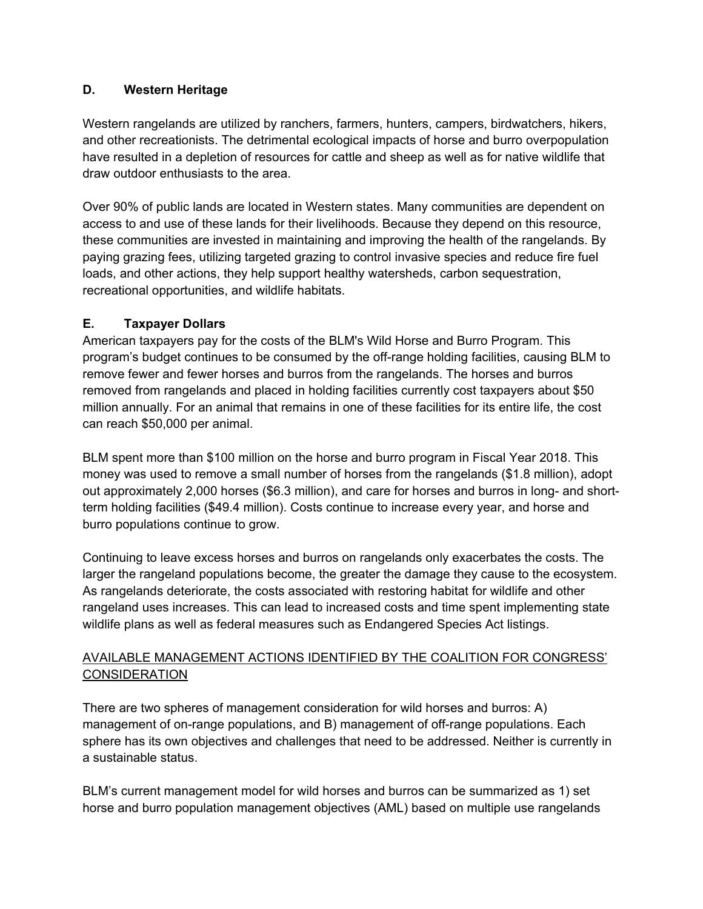### D. Western Heritage

Western rangelands are utilized by ranchers, farmers, hunters, campers, birdwatchers, hikers, and other recreationists. The detrimental ecological impacts of horse and burro overpopulation have resulted in a depletion of resources for cattle and sheep as well as for native wildlife that draw outdoor enthusiasts to the area.

Over 90% of public lands are located in Western states. Many communities are dependent on access to and use of these lands for their livelihoods. Because they depend on this resource, these communities are invested in maintaining and improving the health of the rangelands. By paying grazing fees, utilizing targeted grazing to control invasive species and reduce fire fuel loads, and other actions, they help support healthy watersheds, carbon sequestration, recreational opportunities, and wildlife habitats.

### E. Taxpayer Dollars

American taxpayers pay for the costs of the BLM's Wild Horse and Burro Program. This program's budget continues to be consumed by the off-range holding facilities, causing BLM to remove fewer and fewer horses and burros from the rangelands. The horses and burros removed from rangelands and placed in holding facilities currently cost taxpayers about $50 million annually. For an animal that remains in one of these facilities for its entire life, the cost can reach $50,000 per animal.

BLM spent more than $100 million on the horse and burro program in Fiscal Year 2018. This money was used to remove a small number of horses from the rangelands ($1.8 million), adopt out approximately 2,000 horses ($6.3 million), and care for horses and burros in long- and short-term holding facilities ($49.4 million). Costs continue to increase every year, and horse and burro populations continue to grow.

Continuing to leave excess horses and burros on rangelands only exacerbates the costs. The larger the rangeland populations become, the greater the damage they cause to the ecosystem. As rangelands deteriorate, the costs associated with restoring habitat for wildlife and other rangeland uses increases. This can lead to increased costs and time spent implementing state wildlife plans as well as federal measures such as Endangered Species Act listings.

## AVAILABLE MANAGEMENT ACTIONS IDENTIFIED BY THE COALITION FOR CONGRESS' CONSIDERATION

There are two spheres of management consideration for wild horses and burros: A) management of on-range populations, and B) management of off-range populations. Each sphere has its own objectives and challenges that need to be addressed. Neither is currently in a sustainable status.

BLM's current management model for wild horses and burros can be summarized as 1) set horse and burro population management objectives (AML) based on multiple use rangelands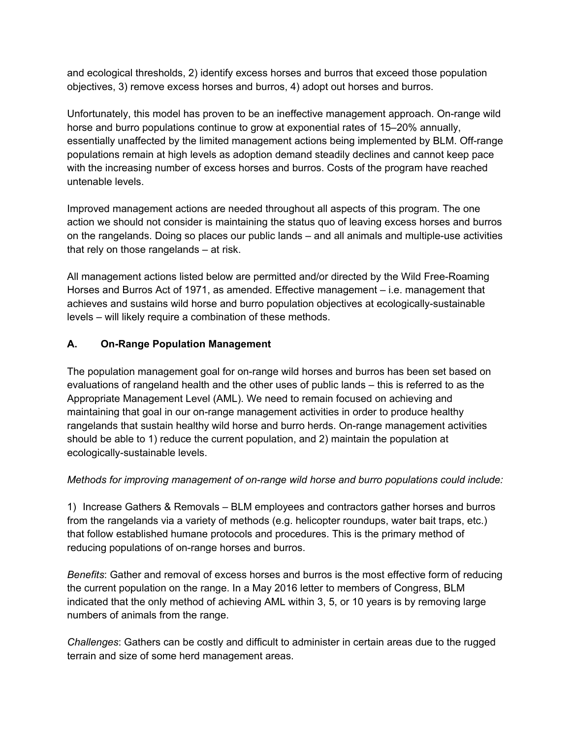and ecological thresholds, 2) identify excess horses and burros that exceed those population objectives, 3) remove excess horses and burros, 4) adopt out horses and burros.

Unfortunately, this model has proven to be an ineffective management approach. On-range wild horse and burro populations continue to grow at exponential rates of 15–20% annually, essentially unaffected by the limited management actions being implemented by BLM. Off-range populations remain at high levels as adoption demand steadily declines and cannot keep pace with the increasing number of excess horses and burros. Costs of the program have reached untenable levels.

Improved management actions are needed throughout all aspects of this program. The one action we should not consider is maintaining the status quo of leaving excess horses and burros on the rangelands. Doing so places our public lands – and all animals and multiple-use activities that rely on those rangelands – at risk.

All management actions listed below are permitted and/or directed by the Wild Free-Roaming Horses and Burros Act of 1971, as amended. Effective management – i.e. management that achieves and sustains wild horse and burro population objectives at ecologically-sustainable levels – will likely require a combination of these methods.

## A. On-Range Population Management

The population management goal for on-range wild horses and burros has been set based on evaluations of rangeland health and the other uses of public lands – this is referred to as the Appropriate Management Level (AML). We need to remain focused on achieving and maintaining that goal in our on-range management activities in order to produce healthy rangelands that sustain healthy wild horse and burro herds. On-range management activities should be able to 1) reduce the current population, and 2) maintain the population at ecologically-sustainable levels.

*Methods for improving management of on-range wild horse and burro populations could include:*

1) Increase Gathers & Removals – BLM employees and contractors gather horses and burros from the rangelands via a variety of methods (e.g. helicopter roundups, water bait traps, etc.) that follow established humane protocols and procedures. This is the primary method of reducing populations of on-range horses and burros.

*Benefits*: Gather and removal of excess horses and burros is the most effective form of reducing the current population on the range. In a May 2016 letter to members of Congress, BLM indicated that the only method of achieving AML within 3, 5, or 10 years is by removing large numbers of animals from the range.

*Challenges*: Gathers can be costly and difficult to administer in certain areas due to the rugged terrain and size of some herd management areas.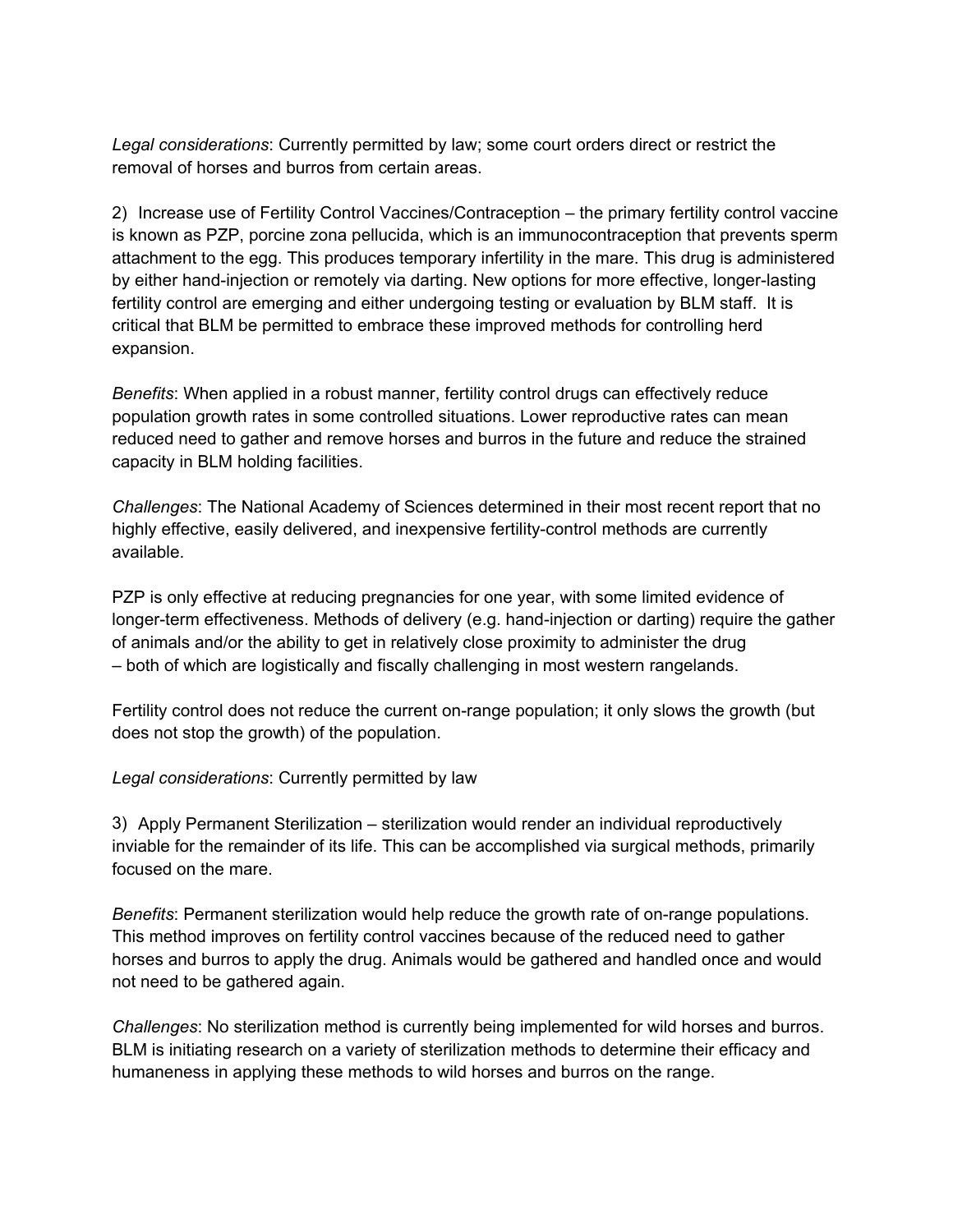*Legal considerations*: Currently permitted by law; some court orders direct or restrict the removal of horses and burros from certain areas.

2) Increase use of Fertility Control Vaccines/Contraception – the primary fertility control vaccine is known as PZP, porcine zona pellucida, which is an immunocontraception that prevents sperm attachment to the egg. This produces temporary infertility in the mare. This drug is administered by either hand-injection or remotely via darting. New options for more effective, longer-lasting fertility control are emerging and either undergoing testing or evaluation by BLM staff. It is critical that BLM be permitted to embrace these improved methods for controlling herd expansion.

*Benefits*: When applied in a robust manner, fertility control drugs can effectively reduce population growth rates in some controlled situations. Lower reproductive rates can mean reduced need to gather and remove horses and burros in the future and reduce the strained capacity in BLM holding facilities.

*Challenges*: The National Academy of Sciences determined in their most recent report that no highly effective, easily delivered, and inexpensive fertility-control methods are currently available.

PZP is only effective at reducing pregnancies for one year, with some limited evidence of longer-term effectiveness. Methods of delivery (e.g. hand-injection or darting) require the gather of animals and/or the ability to get in relatively close proximity to administer the drug – both of which are logistically and fiscally challenging in most western rangelands.

Fertility control does not reduce the current on-range population; it only slows the growth (but does not stop the growth) of the population.

*Legal considerations*: Currently permitted by law

3) Apply Permanent Sterilization – sterilization would render an individual reproductively inviable for the remainder of its life. This can be accomplished via surgical methods, primarily focused on the mare.

*Benefits*: Permanent sterilization would help reduce the growth rate of on-range populations. This method improves on fertility control vaccines because of the reduced need to gather horses and burros to apply the drug. Animals would be gathered and handled once and would not need to be gathered again.

*Challenges*: No sterilization method is currently being implemented for wild horses and burros. BLM is initiating research on a variety of sterilization methods to determine their efficacy and humaneness in applying these methods to wild horses and burros on the range.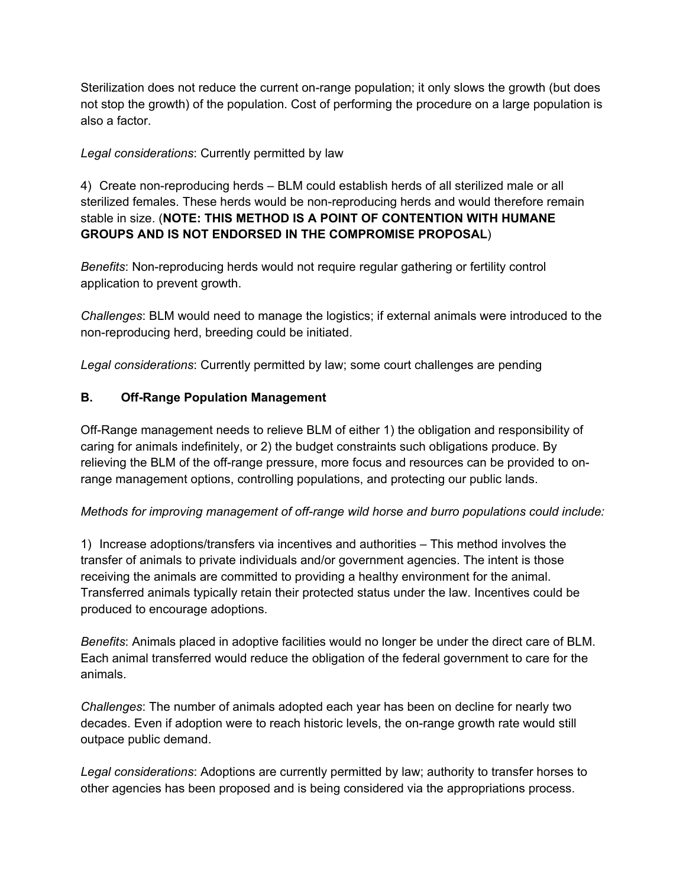Sterilization does not reduce the current on-range population; it only slows the growth (but does not stop the growth) of the population. Cost of performing the procedure on a large population is also a factor.

*Legal considerations*: Currently permitted by law

4) Create non-reproducing herds – BLM could establish herds of all sterilized male or all sterilized females. These herds would be non-reproducing herds and would therefore remain stable in size. (**NOTE: THIS METHOD IS A POINT OF CONTENTION WITH HUMANE GROUPS AND IS NOT ENDORSED IN THE COMPROMISE PROPOSAL**)

*Benefits*: Non-reproducing herds would not require regular gathering or fertility control application to prevent growth.

*Challenges*: BLM would need to manage the logistics; if external animals were introduced to the non-reproducing herd, breeding could be initiated.

*Legal considerations*: Currently permitted by law; some court challenges are pending

### B. Off-Range Population Management

Off-Range management needs to relieve BLM of either 1) the obligation and responsibility of caring for animals indefinitely, or 2) the budget constraints such obligations produce. By relieving the BLM of the off-range pressure, more focus and resources can be provided to on-range management options, controlling populations, and protecting our public lands.

*Methods for improving management of off-range wild horse and burro populations could include:*

1) Increase adoptions/transfers via incentives and authorities – This method involves the transfer of animals to private individuals and/or government agencies. The intent is those receiving the animals are committed to providing a healthy environment for the animal. Transferred animals typically retain their protected status under the law. Incentives could be produced to encourage adoptions.

*Benefits*: Animals placed in adoptive facilities would no longer be under the direct care of BLM. Each animal transferred would reduce the obligation of the federal government to care for the animals.

*Challenges*: The number of animals adopted each year has been on decline for nearly two decades. Even if adoption were to reach historic levels, the on-range growth rate would still outpace public demand.

*Legal considerations*: Adoptions are currently permitted by law; authority to transfer horses to other agencies has been proposed and is being considered via the appropriations process.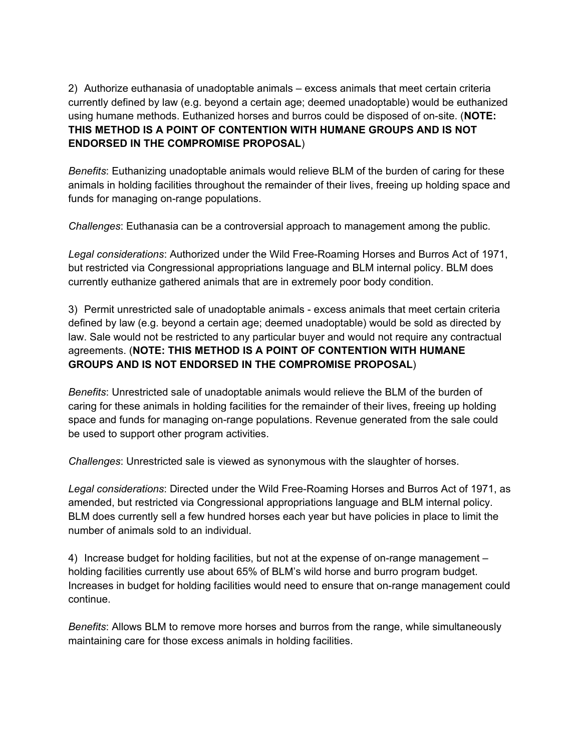2) Authorize euthanasia of unadoptable animals – excess animals that meet certain criteria currently defined by law (e.g. beyond a certain age; deemed unadoptable) would be euthanized using humane methods. Euthanized horses and burros could be disposed of on-site. (**NOTE: THIS METHOD IS A POINT OF CONTENTION WITH HUMANE GROUPS AND IS NOT ENDORSED IN THE COMPROMISE PROPOSAL**)

*Benefits*: Euthanizing unadoptable animals would relieve BLM of the burden of caring for these animals in holding facilities throughout the remainder of their lives, freeing up holding space and funds for managing on-range populations.

*Challenges*: Euthanasia can be a controversial approach to management among the public.

*Legal considerations*: Authorized under the Wild Free-Roaming Horses and Burros Act of 1971, but restricted via Congressional appropriations language and BLM internal policy. BLM does currently euthanize gathered animals that are in extremely poor body condition.

3) Permit unrestricted sale of unadoptable animals - excess animals that meet certain criteria defined by law (e.g. beyond a certain age; deemed unadoptable) would be sold as directed by law. Sale would not be restricted to any particular buyer and would not require any contractual agreements. (**NOTE: THIS METHOD IS A POINT OF CONTENTION WITH HUMANE GROUPS AND IS NOT ENDORSED IN THE COMPROMISE PROPOSAL**)

*Benefits*: Unrestricted sale of unadoptable animals would relieve the BLM of the burden of caring for these animals in holding facilities for the remainder of their lives, freeing up holding space and funds for managing on-range populations. Revenue generated from the sale could be used to support other program activities.

*Challenges*: Unrestricted sale is viewed as synonymous with the slaughter of horses.

*Legal considerations*: Directed under the Wild Free-Roaming Horses and Burros Act of 1971, as amended, but restricted via Congressional appropriations language and BLM internal policy. BLM does currently sell a few hundred horses each year but have policies in place to limit the number of animals sold to an individual.

4) Increase budget for holding facilities, but not at the expense of on-range management – holding facilities currently use about 65% of BLM's wild horse and burro program budget. Increases in budget for holding facilities would need to ensure that on-range management could continue.

*Benefits*: Allows BLM to remove more horses and burros from the range, while simultaneously maintaining care for those excess animals in holding facilities.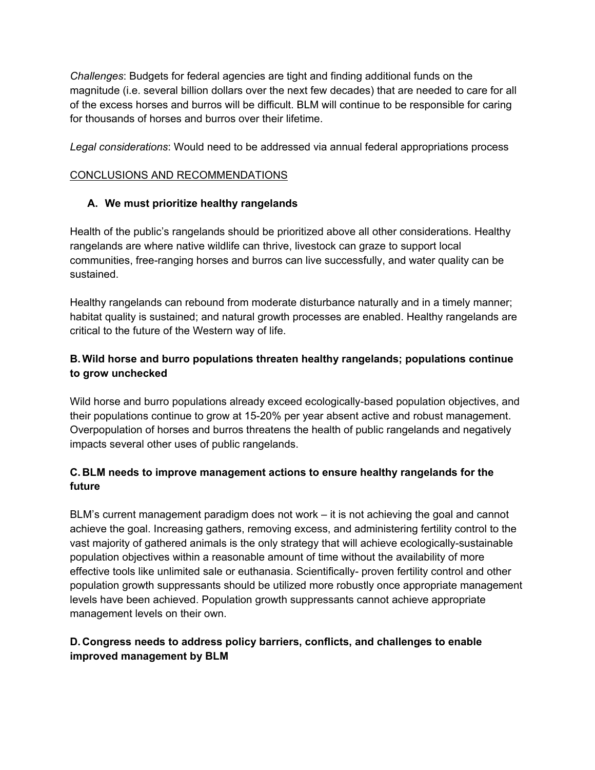*Challenges*: Budgets for federal agencies are tight and finding additional funds on the magnitude (i.e. several billion dollars over the next few decades) that are needed to care for all of the excess horses and burros will be difficult. BLM will continue to be responsible for caring for thousands of horses and burros over their lifetime.

*Legal considerations*: Would need to be addressed via annual federal appropriations process

## CONCLUSIONS AND RECOMMENDATIONS

### A. We must prioritize healthy rangelands

Health of the public's rangelands should be prioritized above all other considerations. Healthy rangelands are where native wildlife can thrive, livestock can graze to support local communities, free-ranging horses and burros can live successfully, and water quality can be sustained.

Healthy rangelands can rebound from moderate disturbance naturally and in a timely manner; habitat quality is sustained; and natural growth processes are enabled. Healthy rangelands are critical to the future of the Western way of life.

### B. Wild horse and burro populations threaten healthy rangelands; populations continue to grow unchecked

Wild horse and burro populations already exceed ecologically-based population objectives, and their populations continue to grow at 15-20% per year absent active and robust management. Overpopulation of horses and burros threatens the health of public rangelands and negatively impacts several other uses of public rangelands.

### C. BLM needs to improve management actions to ensure healthy rangelands for the future

BLM's current management paradigm does not work – it is not achieving the goal and cannot achieve the goal. Increasing gathers, removing excess, and administering fertility control to the vast majority of gathered animals is the only strategy that will achieve ecologically-sustainable population objectives within a reasonable amount of time without the availability of more effective tools like unlimited sale or euthanasia. Scientifically- proven fertility control and other population growth suppressants should be utilized more robustly once appropriate management levels have been achieved. Population growth suppressants cannot achieve appropriate management levels on their own.

### D. Congress needs to address policy barriers, conflicts, and challenges to enable improved management by BLM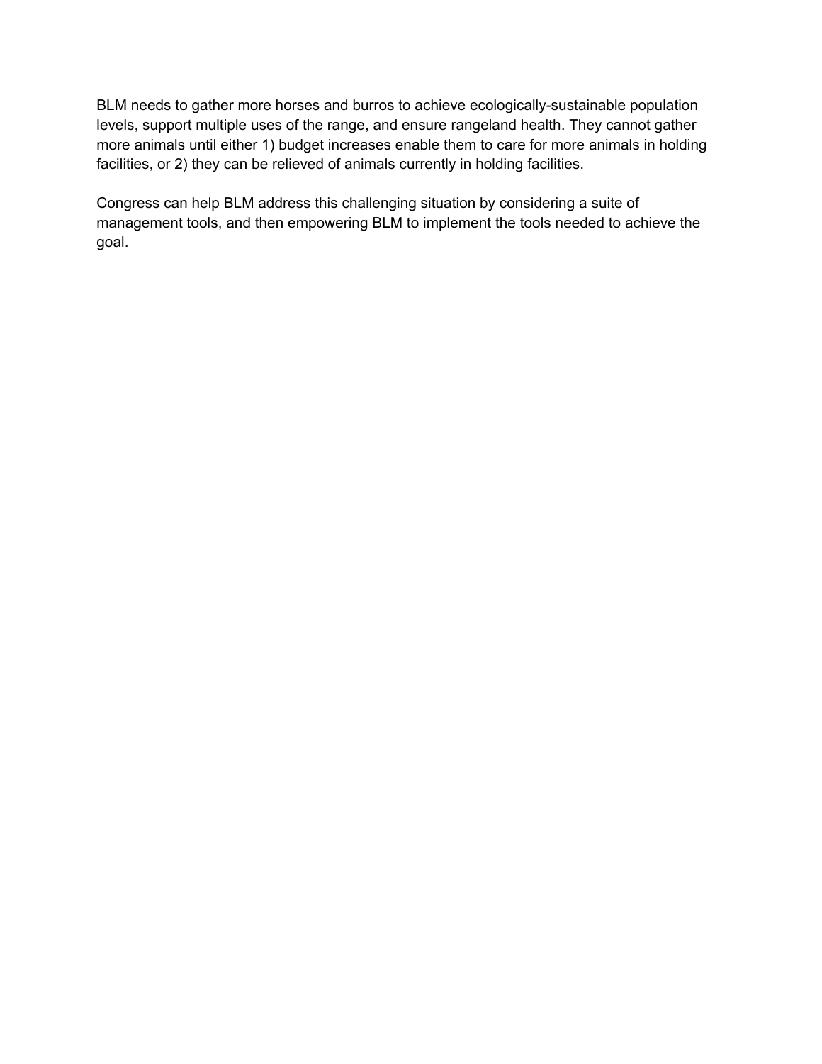BLM needs to gather more horses and burros to achieve ecologically-sustainable population levels, support multiple uses of the range, and ensure rangeland health. They cannot gather more animals until either 1) budget increases enable them to care for more animals in holding facilities, or 2) they can be relieved of animals currently in holding facilities.

Congress can help BLM address this challenging situation by considering a suite of management tools, and then empowering BLM to implement the tools needed to achieve the goal.